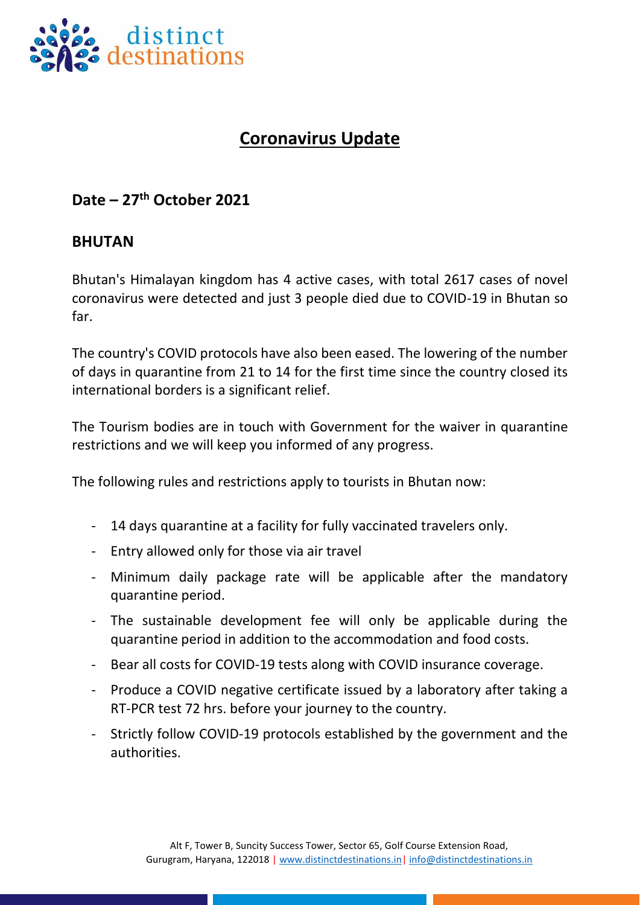distinct destinations

# Coronavirus Update

## Date – 27th October 2021

## BHUTAN

Bhutan's Himalayan kingdom has 4 active cases, with total 2617 cases of novel coronavirus were detected and just 3 people died due to COVID-19 in Bhutan so far.

The country's COVID protocols have also been eased. The lowering of the number of days in quarantine from 21 to 14 for the first time since the country closed its international borders is a significant relief.

The Tourism bodies are in touch with Government for the waiver in quarantine restrictions and we will keep you informed of any progress.

The following rules and restrictions apply to tourists in Bhutan now:

- 14 days quarantine at a facility for fully vaccinated travelers only.
- Entry allowed only for those via air travel
- Minimum daily package rate will be applicable after the mandatory quarantine period.
- The sustainable development fee will only be applicable during the quarantine period in addition to the accommodation and food costs.
- Bear all costs for COVID-19 tests along with COVID insurance coverage.
- Produce a COVID negative certificate issued by a laboratory after taking a RT-PCR test 72 hrs. before your journey to the country.
- Strictly follow COVID-19 protocols established by the government and the authorities.

Alt F, Tower B, Suncity Success Tower, Sector 65, Golf Course Extension Road, Gurugram, Haryana, 122018 | www.distinctdestinations.in | info@distinctdestinations.in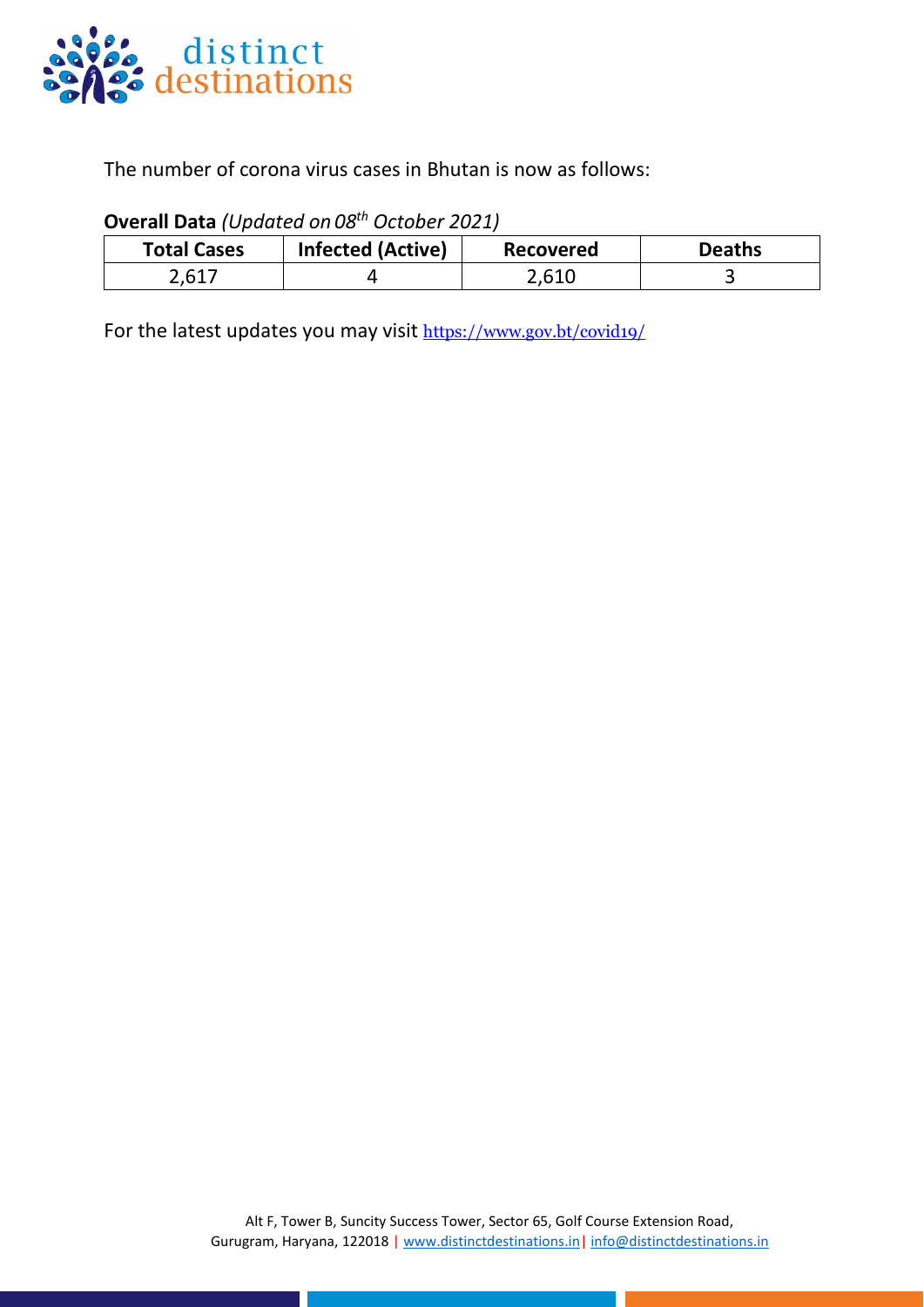The number of corona virus cases in Bhutan is now as follows:

**Overall Data** *(Updated on 08th October 2021)*

| Total Cases | Infected (Active) | Recovered | Deaths |
| --- | --- | --- | --- |
| 2,617 | 4 | 2,610 | 3 |

For the latest updates you may visit https://www.gov.bt/covid19/

Alt F, Tower B, Suncity Success Tower, Sector 65, Golf Course Extension Road, Gurugram, Haryana, 122018 | www.distinctdestinations.in | info@distinctdestinations.in